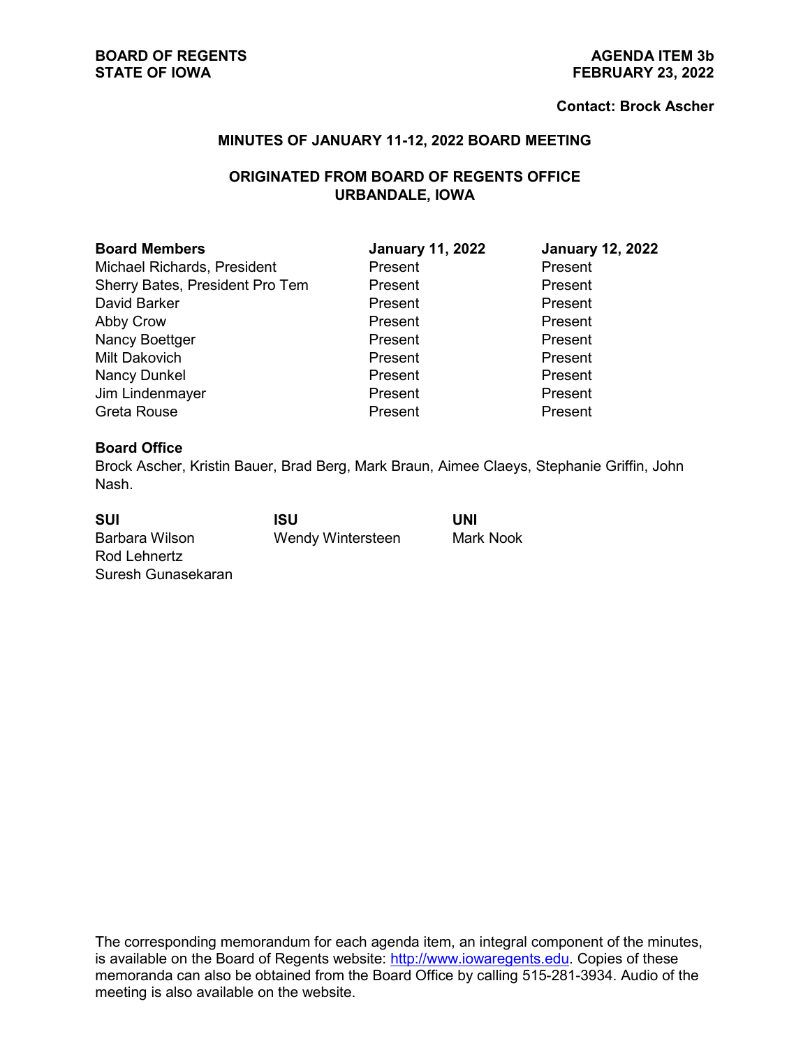**BOARD OF REGENTS**
**STATE OF IOWA**

**AGENDA ITEM 3b**
**FEBRUARY 23, 2022**

**Contact: Brock Ascher**

## MINUTES OF JANUARY 11-12, 2022 BOARD MEETING

### ORIGINATED FROM BOARD OF REGENTS OFFICE
### URBANDALE, IOWA

| **Board Members** | **January 11, 2022** | **January 12, 2022** |
|---|---|---|
| Michael Richards, President | Present | Present |
| Sherry Bates, President Pro Tem | Present | Present |
| David Barker | Present | Present |
| Abby Crow | Present | Present |
| Nancy Boettger | Present | Present |
| Milt Dakovich | Present | Present |
| Nancy Dunkel | Present | Present |
| Jim Lindenmayer | Present | Present |
| Greta Rouse | Present | Present |

**Board Office**
Brock Ascher, Kristin Bauer, Brad Berg, Mark Braun, Aimee Claeys, Stephanie Griffin, John Nash.

| **SUI** | **ISU** | **UNI** |
|---|---|---|
| Barbara Wilson | Wendy Wintersteen | Mark Nook |
| Rod Lehnertz | | |
| Suresh Gunasekaran | | |

The corresponding memorandum for each agenda item, an integral component of the minutes, is available on the Board of Regents website: http://www.iowaregents.edu. Copies of these memoranda can also be obtained from the Board Office by calling 515-281-3934. Audio of the meeting is also available on the website.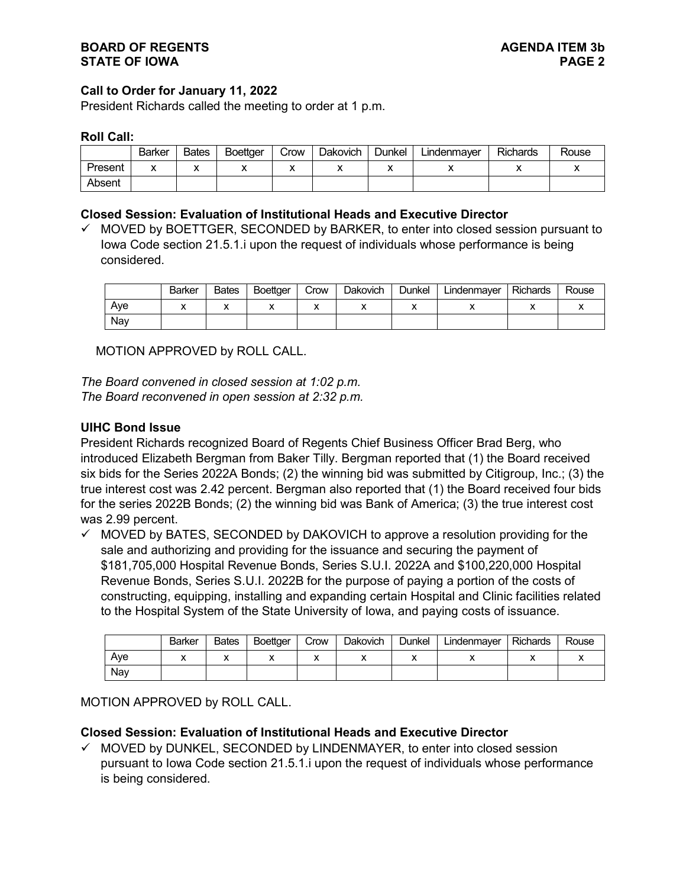**Call to Order for January 11, 2022**

President Richards called the meeting to order at 1 p.m.

**Roll Call:**

| | Barker | Bates | Boettger | Crow | Dakovich | Dunkel | Lindenmayer | Richards | Rouse |
|---|---|---|---|---|---|---|---|---|---|
| Present | x | x | x | x | x | x | x | x | x |
| Absent | | | | | | | | | |

**Closed Session: Evaluation of Institutional Heads and Executive Director**

✓ MOVED by BOETTGER, SECONDED by BARKER, to enter into closed session pursuant to Iowa Code section 21.5.1.i upon the request of individuals whose performance is being considered.

| | Barker | Bates | Boettger | Crow | Dakovich | Dunkel | Lindenmayer | Richards | Rouse |
|---|---|---|---|---|---|---|---|---|---|
| Aye | x | x | x | x | x | x | x | x | x |
| Nay | | | | | | | | | |

MOTION APPROVED by ROLL CALL.

*The Board convened in closed session at 1:02 p.m.*
*The Board reconvened in open session at 2:32 p.m.*

**UIHC Bond Issue**

President Richards recognized Board of Regents Chief Business Officer Brad Berg, who introduced Elizabeth Bergman from Baker Tilly. Bergman reported that (1) the Board received six bids for the Series 2022A Bonds; (2) the winning bid was submitted by Citigroup, Inc.; (3) the true interest cost was 2.42 percent. Bergman also reported that (1) the Board received four bids for the series 2022B Bonds; (2) the winning bid was Bank of America; (3) the true interest cost was 2.99 percent.

✓ MOVED by BATES, SECONDED by DAKOVICH to approve a resolution providing for the sale and authorizing and providing for the issuance and securing the payment of $181,705,000 Hospital Revenue Bonds, Series S.U.I. 2022A and $100,220,000 Hospital Revenue Bonds, Series S.U.I. 2022B for the purpose of paying a portion of the costs of constructing, equipping, installing and expanding certain Hospital and Clinic facilities related to the Hospital System of the State University of Iowa, and paying costs of issuance.

| | Barker | Bates | Boettger | Crow | Dakovich | Dunkel | Lindenmayer | Richards | Rouse |
|---|---|---|---|---|---|---|---|---|---|
| Aye | x | x | x | x | x | x | x | x | x |
| Nay | | | | | | | | | |

MOTION APPROVED by ROLL CALL.

**Closed Session: Evaluation of Institutional Heads and Executive Director**

✓ MOVED by DUNKEL, SECONDED by LINDENMAYER, to enter into closed session pursuant to Iowa Code section 21.5.1.i upon the request of individuals whose performance is being considered.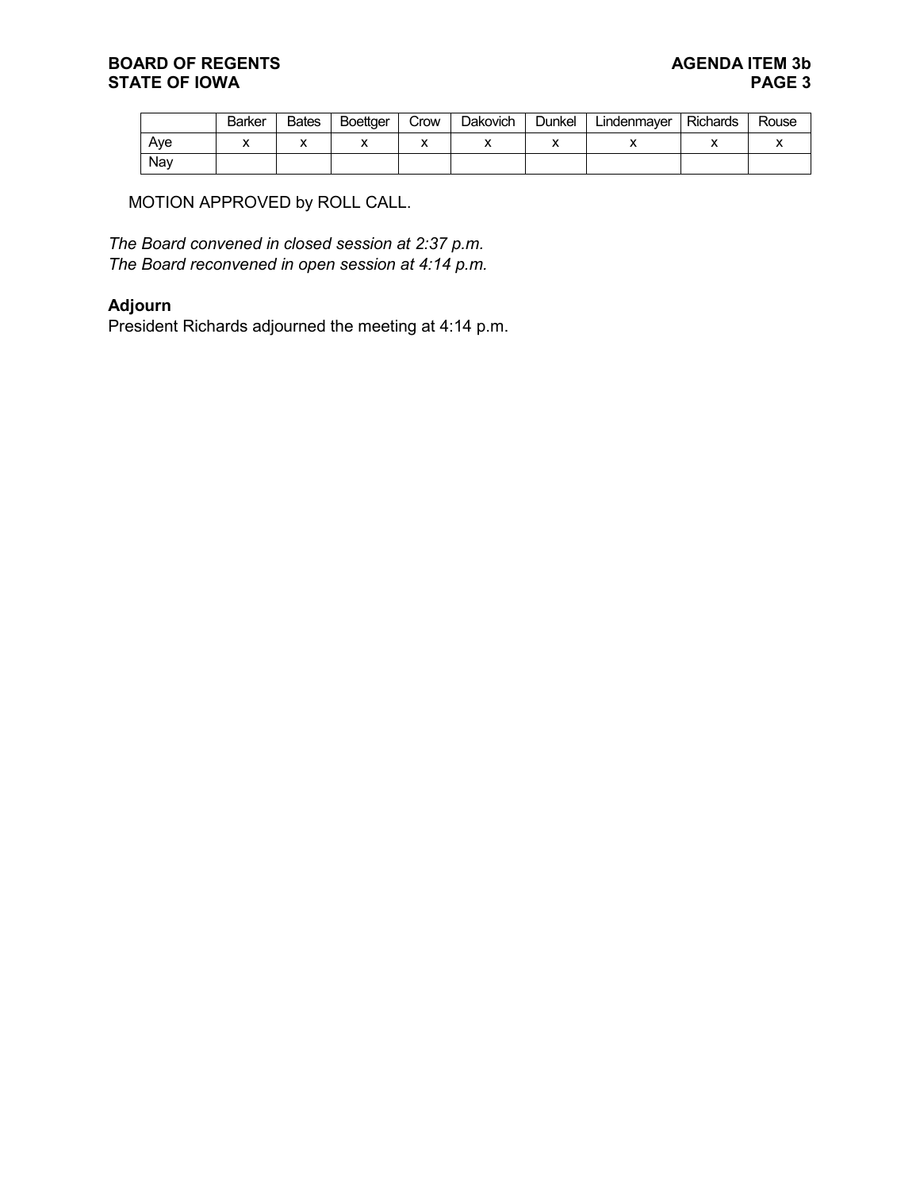| | Barker | Bates | Boettger | Crow | Dakovich | Dunkel | Lindenmayer | Richards | Rouse |
|---|---|---|---|---|---|---|---|---|---|
| Aye | x | x | x | x | x | x | x | x | x |
| Nay | | | | | | | | | |

MOTION APPROVED by ROLL CALL.

*The Board convened in closed session at 2:37 p.m.*
*The Board reconvened in open session at 4:14 p.m.*

**Adjourn**
President Richards adjourned the meeting at 4:14 p.m.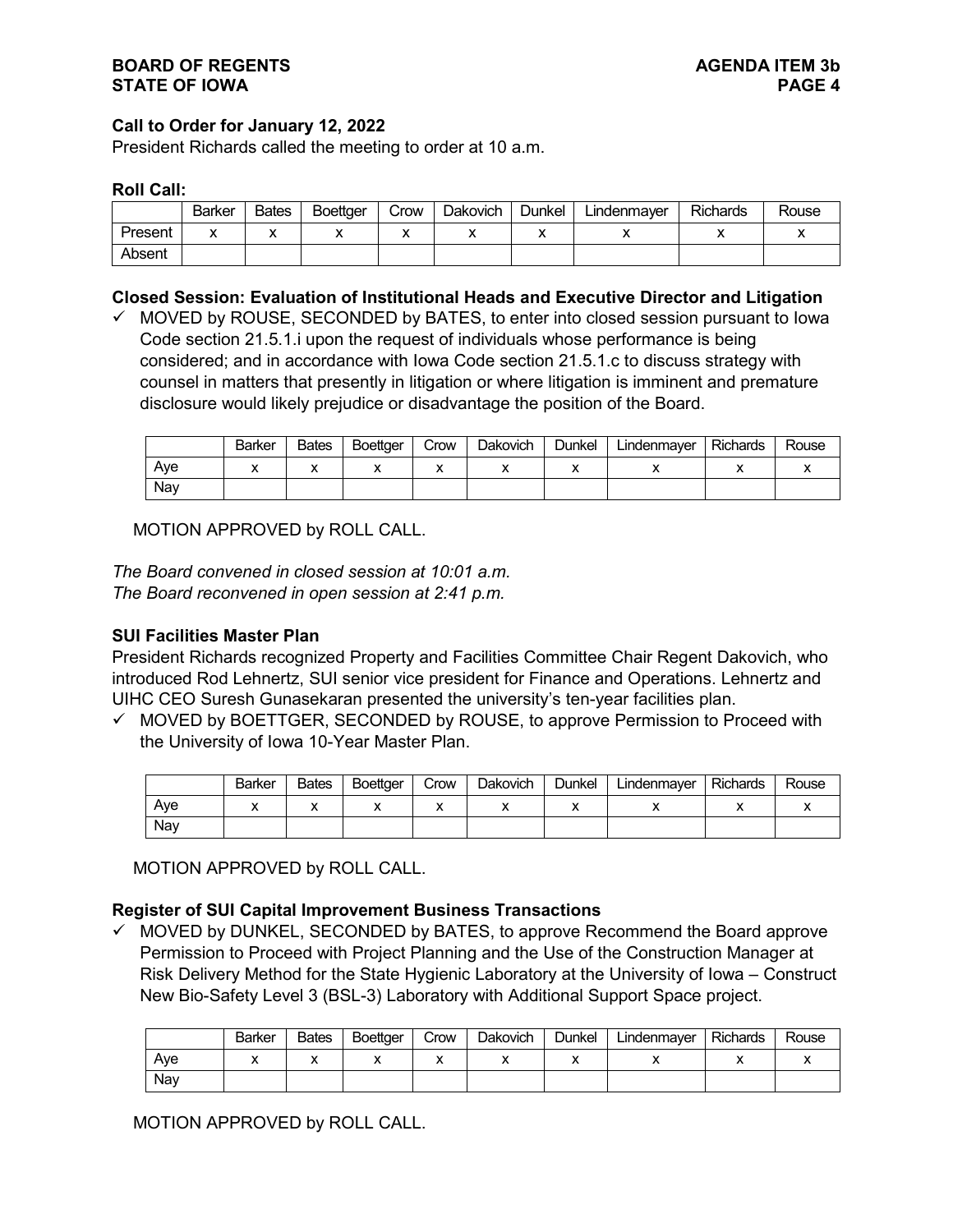**Call to Order for January 12, 2022**

President Richards called the meeting to order at 10 a.m.

**Roll Call:**

| | Barker | Bates | Boettger | Crow | Dakovich | Dunkel | Lindenmayer | Richards | Rouse |
|---|---|---|---|---|---|---|---|---|---|
| Present | x | x | x | x | x | x | x | x | x |
| Absent | | | | | | | | | |

**Closed Session: Evaluation of Institutional Heads and Executive Director and Litigation**

✓ MOVED by ROUSE, SECONDED by BATES, to enter into closed session pursuant to Iowa Code section 21.5.1.i upon the request of individuals whose performance is being considered; and in accordance with Iowa Code section 21.5.1.c to discuss strategy with counsel in matters that presently in litigation or where litigation is imminent and premature disclosure would likely prejudice or disadvantage the position of the Board.

| | Barker | Bates | Boettger | Crow | Dakovich | Dunkel | Lindenmayer | Richards | Rouse |
|---|---|---|---|---|---|---|---|---|---|
| Aye | x | x | x | x | x | x | x | x | x |
| Nay | | | | | | | | | |

MOTION APPROVED by ROLL CALL.

*The Board convened in closed session at 10:01 a.m.*
*The Board reconvened in open session at 2:41 p.m.*

**SUI Facilities Master Plan**

President Richards recognized Property and Facilities Committee Chair Regent Dakovich, who introduced Rod Lehnertz, SUI senior vice president for Finance and Operations. Lehnertz and UIHC CEO Suresh Gunasekaran presented the university's ten-year facilities plan.

✓ MOVED by BOETTGER, SECONDED by ROUSE, to approve Permission to Proceed with the University of Iowa 10-Year Master Plan.

| | Barker | Bates | Boettger | Crow | Dakovich | Dunkel | Lindenmayer | Richards | Rouse |
|---|---|---|---|---|---|---|---|---|---|
| Aye | x | x | x | x | x | x | x | x | x |
| Nay | | | | | | | | | |

MOTION APPROVED by ROLL CALL.

**Register of SUI Capital Improvement Business Transactions**

✓ MOVED by DUNKEL, SECONDED by BATES, to approve Recommend the Board approve Permission to Proceed with Project Planning and the Use of the Construction Manager at Risk Delivery Method for the State Hygienic Laboratory at the University of Iowa – Construct New Bio-Safety Level 3 (BSL-3) Laboratory with Additional Support Space project.

| | Barker | Bates | Boettger | Crow | Dakovich | Dunkel | Lindenmayer | Richards | Rouse |
|---|---|---|---|---|---|---|---|---|---|
| Aye | x | x | x | x | x | x | x | x | x |
| Nay | | | | | | | | | |

MOTION APPROVED by ROLL CALL.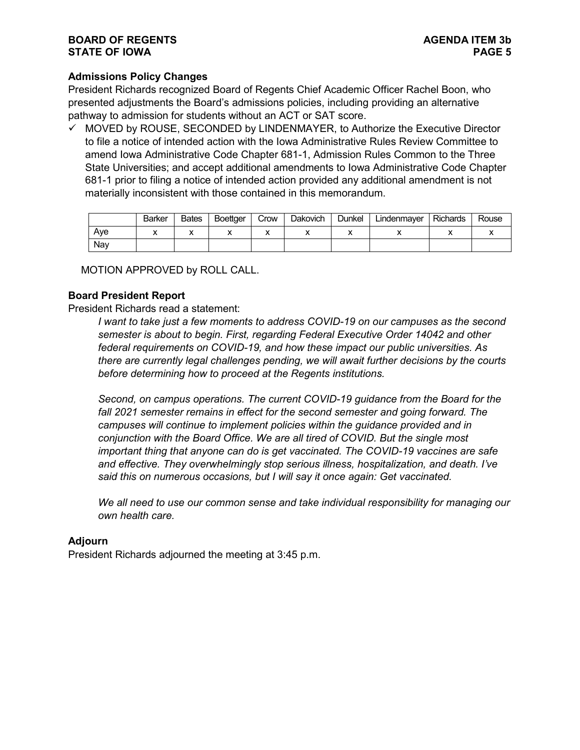**Admissions Policy Changes**

President Richards recognized Board of Regents Chief Academic Officer Rachel Boon, who presented adjustments the Board's admissions policies, including providing an alternative pathway to admission for students without an ACT or SAT score.

- ✓ MOVED by ROUSE, SECONDED by LINDENMAYER, to Authorize the Executive Director to file a notice of intended action with the Iowa Administrative Rules Review Committee to amend Iowa Administrative Code Chapter 681-1, Admission Rules Common to the Three State Universities; and accept additional amendments to Iowa Administrative Code Chapter 681-1 prior to filing a notice of intended action provided any additional amendment is not materially inconsistent with those contained in this memorandum.

| | Barker | Bates | Boettger | Crow | Dakovich | Dunkel | Lindenmayer | Richards | Rouse |
|---|---|---|---|---|---|---|---|---|---|
| Aye | x | x | x | x | x | x | x | x | x |
| Nay | | | | | | | | | |

MOTION APPROVED by ROLL CALL.

**Board President Report**

President Richards read a statement:

> *I want to take just a few moments to address COVID-19 on our campuses as the second semester is about to begin. First, regarding Federal Executive Order 14042 and other federal requirements on COVID-19, and how these impact our public universities. As there are currently legal challenges pending, we will await further decisions by the courts before determining how to proceed at the Regents institutions.*
>
> *Second, on campus operations. The current COVID-19 guidance from the Board for the fall 2021 semester remains in effect for the second semester and going forward. The campuses will continue to implement policies within the guidance provided and in conjunction with the Board Office. We are all tired of COVID. But the single most important thing that anyone can do is get vaccinated. The COVID-19 vaccines are safe and effective. They overwhelmingly stop serious illness, hospitalization, and death. I've said this on numerous occasions, but I will say it once again: Get vaccinated.*
>
> *We all need to use our common sense and take individual responsibility for managing our own health care.*

**Adjourn**

President Richards adjourned the meeting at 3:45 p.m.